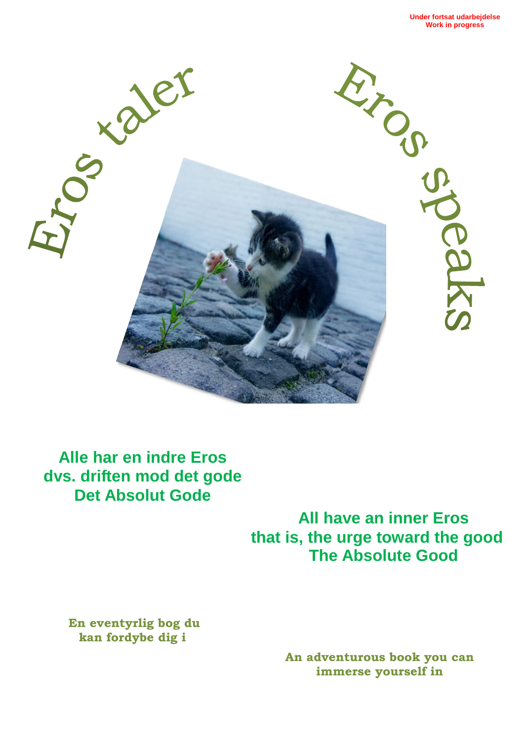**Under fortsat udarbejdelse**
**Work in progress**

# Eros taler

# Eros speaks

**Alle har en indre Eros**
**dvs. driften mod det gode**
**Det Absolut Gode**

**All have an inner Eros**
**that is, the urge toward the good**
**The Absolute Good**

**En eventyrlig bog du kan fordybe dig i**

**An adventurous book you can immerse yourself in**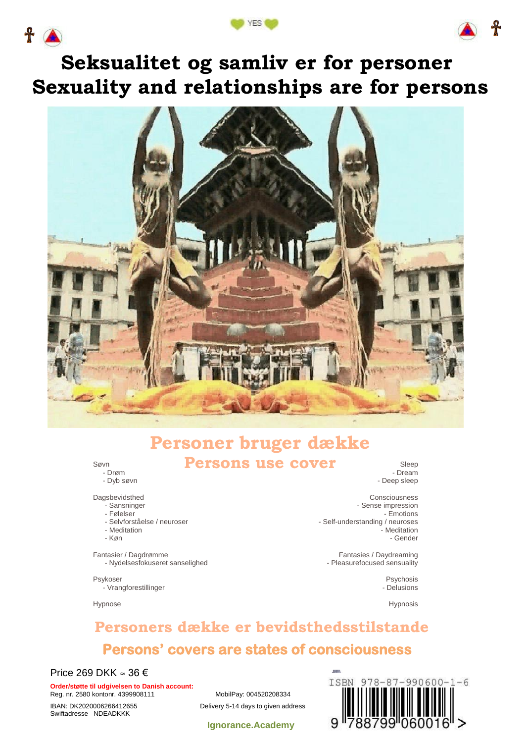YES

# Seksualitet og samliv er for personer
# Sexuality and relationships are for persons

## Personer bruger dække
## Persons use cover

Søvn
- Drøm
- Dyb søvn

Dagsbevidsthed
- Sansninger
- Følelser
- Selvforståelse / neuroser
- Meditation
- Køn

Fantasier / Dagdrømme
- Nydelsesfokuseret sanselighed

Psykoser
- Vrangforestillinger

Hypnose

Sleep
- Dream
- Deep sleep

Consciousness
- Sense impression
- Emotions
- Self-understanding / neuroses
- Meditation
- Gender

Fantasies / Daydreaming
- Pleasurefocused sensuality

Psychosis
- Delusions

Hypnosis

## Personers dække er bevidsthedsstilstande
## Persons' covers are states of consciousness

Price 269 DKK ≈ 36 €

**Order/støtte til udgivelsen to Danish account:**
Reg. nr. 2580 kontonr. 4399908111
IBAN: DK2020006266412655
Swiftadresse NDEADKKK

MobilPay: 004520208334
Delivery 5-14 days to given address

Ignorance.Academy

ISBN 978-87-990600-1-6
9 788799 060016 >